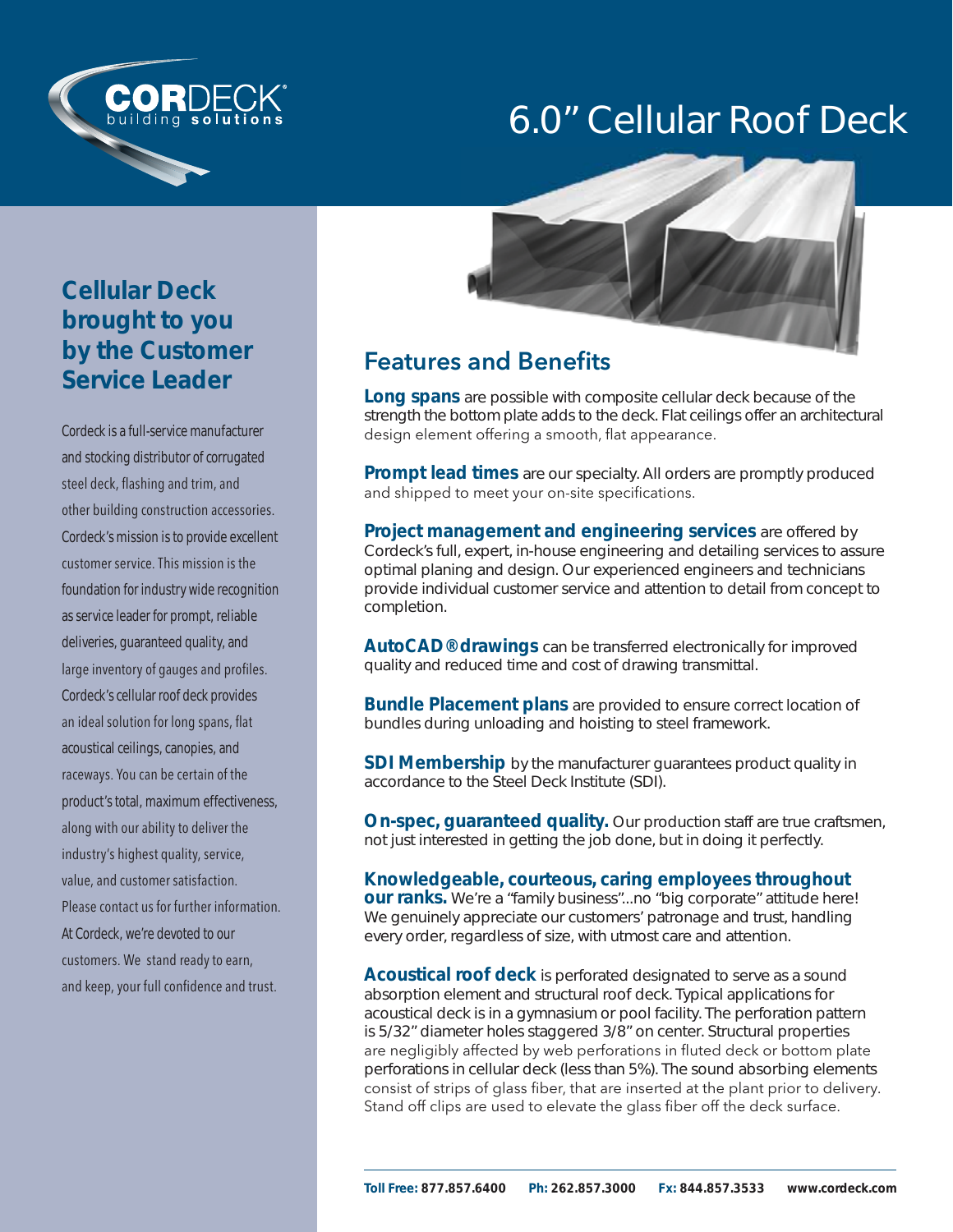# 6.0" Cellular Roof Deck

## Cellular Deck brought to you by the Customer Service Leader

Cordeck is a full-service manufacturer and stocking distributor of corrugated steel deck, flashing and trim, and other building construction accessories. Cordeck's mission is to provide excellent customer service. This mission is the foundation for industry wide recognition as service leader for prompt, reliable deliveries, guaranteed quality, and large inventory of gauges and profiles. Cordeck's cellular roof deck provides an ideal solution for long spans, flat acoustical ceilings, canopies, and raceways. You can be certain of the product's total, maximum effectiveness, along with our ability to deliver the industry's highest quality, service, value, and customer satisfaction. Please contact us for further information. At Cordeck, we're devoted to our customers. We stand ready to earn, and keep, your full confidence and trust.

## Features and Benefits

**Long spans** are possible with composite cellular deck because of the strength the bottom plate adds to the deck. Flat ceilings offer an architectural design element offering a smooth, flat appearance.

**Prompt lead times** are our specialty. All orders are promptly produced and shipped to meet your on-site specifications.

**Project management and engineering services** are offered by Cordeck's full, expert, in-house engineering and detailing services to assure optimal planing and design. Our experienced engineers and technicians provide individual customer service and attention to detail from concept to completion.

**AutoCAD® drawings** can be transferred electronically for improved quality and reduced time and cost of drawing transmittal.

**Bundle Placement plans** are provided to ensure correct location of bundles during unloading and hoisting to steel framework.

**SDI Membership** by the manufacturer guarantees product quality in accordance to the Steel Deck Institute (SDI).

**On-spec, guaranteed quality.** Our production staff are true craftsmen, not just interested in getting the job done, but in doing it perfectly.

**Knowledgeable, courteous, caring employees throughout our ranks.** We're a "family business"...no "big corporate" attitude here! We genuinely appreciate our customers' patronage and trust, handling every order, regardless of size, with utmost care and attention.

**Acoustical roof deck** is perforated designated to serve as a sound absorption element and structural roof deck. Typical applications for acoustical deck is in a gymnasium or pool facility. The perforation pattern is 5/32" diameter holes staggered 3/8" on center. Structural properties are negligibly affected by web perforations in fluted deck or bottom plate perforations in cellular deck (less than 5%). The sound absorbing elements consist of strips of glass fiber, that are inserted at the plant prior to delivery. Stand off clips are used to elevate the glass fiber off the deck surface.

**Toll Free:** 877.857.6400 **Ph:** 262.857.3000 **Fx:** 844.857.3533 www.cordeck.com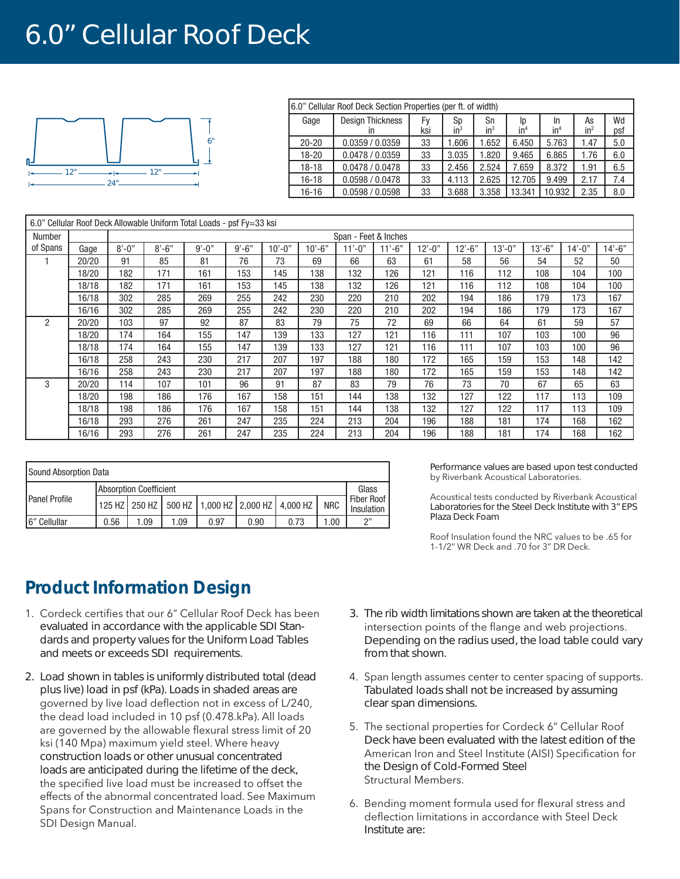# 6.0" Cellular Roof Deck

| 6.0" Cellular Roof Deck Section Properties (per ft. of width) | | | | | | | | |
|---|---|---|---|---|---|---|---|---|
| Gage | Design Thickness in | Fy ksi | Sp $in^3$ | Sn $in^3$ | Ip $in^4$ | In $in^4$ | As $in^2$ | Wd psf |
| 20-20 | 0.0359 / 0.0359 | 33 | 1.606 | 1.652 | 6.450 | 5.763 | 1.47 | 5.0 |
| 18-20 | 0.0478 / 0.0359 | 33 | 3.035 | 1.820 | 9.465 | 6.865 | 1.76 | 6.0 |
| 18-18 | 0.0478 / 0.0478 | 33 | 2.456 | 2.524 | 7.659 | 8.372 | 1.91 | 6.5 |
| 16-18 | 0.0598 / 0.0478 | 33 | 4.113 | 2.625 | 12.705 | 9.499 | 2.17 | 7.4 |
| 16-16 | 0.0598 / 0.0598 | 33 | 3.688 | 3.358 | 13.341 | 10.932 | 2.35 | 8.0 |

| 6.0" Cellular Roof Deck Allowable Uniform Total Loads - psf Fy=33 ksi | | | | | | | | | | | | | | | |
|---|---|---|---|---|---|---|---|---|---|---|---|---|---|---|---|
| Number of Spans | | Span - Feet & Inches | | | | | | | | | | | | | |
| | Gage | 8'-0" | 8'-6" | 9'-0" | 9'-6" | 10'-0" | 10'-6" | 11'-0" | 11'-6" | 12'-0" | 12'-6" | 13'-0" | 13'-6" | 14'-0" | 14'-6" |
| 1 | 20/20 | 91 | 85 | 81 | 76 | 73 | 69 | 66 | 63 | 61 | 58 | 56 | 54 | 52 | 50 |
| | 18/20 | 182 | 171 | 161 | 153 | 145 | 138 | 132 | 126 | 121 | 116 | 112 | 108 | 104 | 100 |
| | 18/18 | 182 | 171 | 161 | 153 | 145 | 138 | 132 | 126 | 121 | 116 | 112 | 108 | 104 | 100 |
| | 16/18 | 302 | 285 | 269 | 255 | 242 | 230 | 220 | 210 | 202 | 194 | 186 | 179 | 173 | 167 |
| | 16/16 | 302 | 285 | 269 | 255 | 242 | 230 | 220 | 210 | 202 | 194 | 186 | 179 | 173 | 167 |
| 2 | 20/20 | 103 | 97 | 92 | 87 | 83 | 79 | 75 | 72 | 69 | 66 | 64 | 61 | 59 | 57 |
| | 18/20 | 174 | 164 | 155 | 147 | 139 | 133 | 127 | 121 | 116 | 111 | 107 | 103 | 100 | 96 |
| | 18/18 | 174 | 164 | 155 | 147 | 139 | 133 | 127 | 121 | 116 | 111 | 107 | 103 | 100 | 96 |
| | 16/18 | 258 | 243 | 230 | 217 | 207 | 197 | 188 | 180 | 172 | 165 | 159 | 153 | 148 | 142 |
| | 16/16 | 258 | 243 | 230 | 217 | 207 | 197 | 188 | 180 | 172 | 165 | 159 | 153 | 148 | 142 |
| 3 | 20/20 | 114 | 107 | 101 | 96 | 91 | 87 | 83 | 79 | 76 | 73 | 70 | 67 | 65 | 63 |
| | 18/20 | 198 | 186 | 176 | 167 | 158 | 151 | 144 | 138 | 132 | 127 | 122 | 117 | 113 | 109 |
| | 18/18 | 198 | 186 | 176 | 167 | 158 | 151 | 144 | 138 | 132 | 127 | 122 | 117 | 113 | 109 |
| | 16/18 | 293 | 276 | 261 | 247 | 235 | 224 | 213 | 204 | 196 | 188 | 181 | 174 | 168 | 162 |
| | 16/16 | 293 | 276 | 261 | 247 | 235 | 224 | 213 | 204 | 196 | 188 | 181 | 174 | 168 | 162 |

| Sound Absorption Data | | | | | | | | |
|---|---|---|---|---|---|---|---|---|
| Panel Profile | Absorption Coefficient | | | | | | | Glass Fiber Roof Insulation |
| | 125 HZ | 250 HZ | 500 HZ | 1,000 HZ | 2,000 HZ | 4,000 HZ | NRC | |
| 6" Cellular | 0.56 | 1.09 | 1.09 | 0.97 | 0.90 | 0.73 | 1.00 | 2" |

Performance values are based upon test conducted by Riverbank Acoustical Laboratories.

Acoustical tests conducted by Riverbank Acoustical Laboratories for the Steel Deck Institute with 3" EPS Plaza Deck Foam

Roof Insulation found the NRC values to be .65 for 1-1/2" WR Deck and .70 for 3" DR Deck.

## Product Information Design

1. Cordeck certifies that our 6" Cellular Roof Deck has been evaluated in accordance with the applicable SDI Standards and property values for the Uniform Load Tables and meets or exceeds SDI requirements.

2. Load shown in tables is uniformly distributed total (dead plus live) load in psf (kPa). Loads in shaded areas are governed by live load deflection not in excess of L/240, the dead load included in 10 psf (0.478.kPa). All loads are governed by the allowable flexural stress limit of 20 ksi (140 Mpa) maximum yield steel. Where heavy construction loads or other unusual concentrated loads are anticipated during the lifetime of the deck, the specified live load must be increased to offset the effects of the abnormal concentrated load. See Maximum Spans for Construction and Maintenance Loads in the SDI Design Manual.

3. The rib width limitations shown are taken at the theoretical intersection points of the flange and web projections. Depending on the radius used, the load table could vary from that shown.

4. Span length assumes center to center spacing of supports. Tabulated loads shall not be increased by assuming clear span dimensions.

5. The sectional properties for Cordeck 6" Cellular Roof Deck have been evaluated with the latest edition of the American Iron and Steel Institute (AISI) Specification for the Design of Cold-Formed Steel Structural Members.

6. Bending moment formula used for flexural stress and deflection limitations in accordance with Steel Deck Institute are: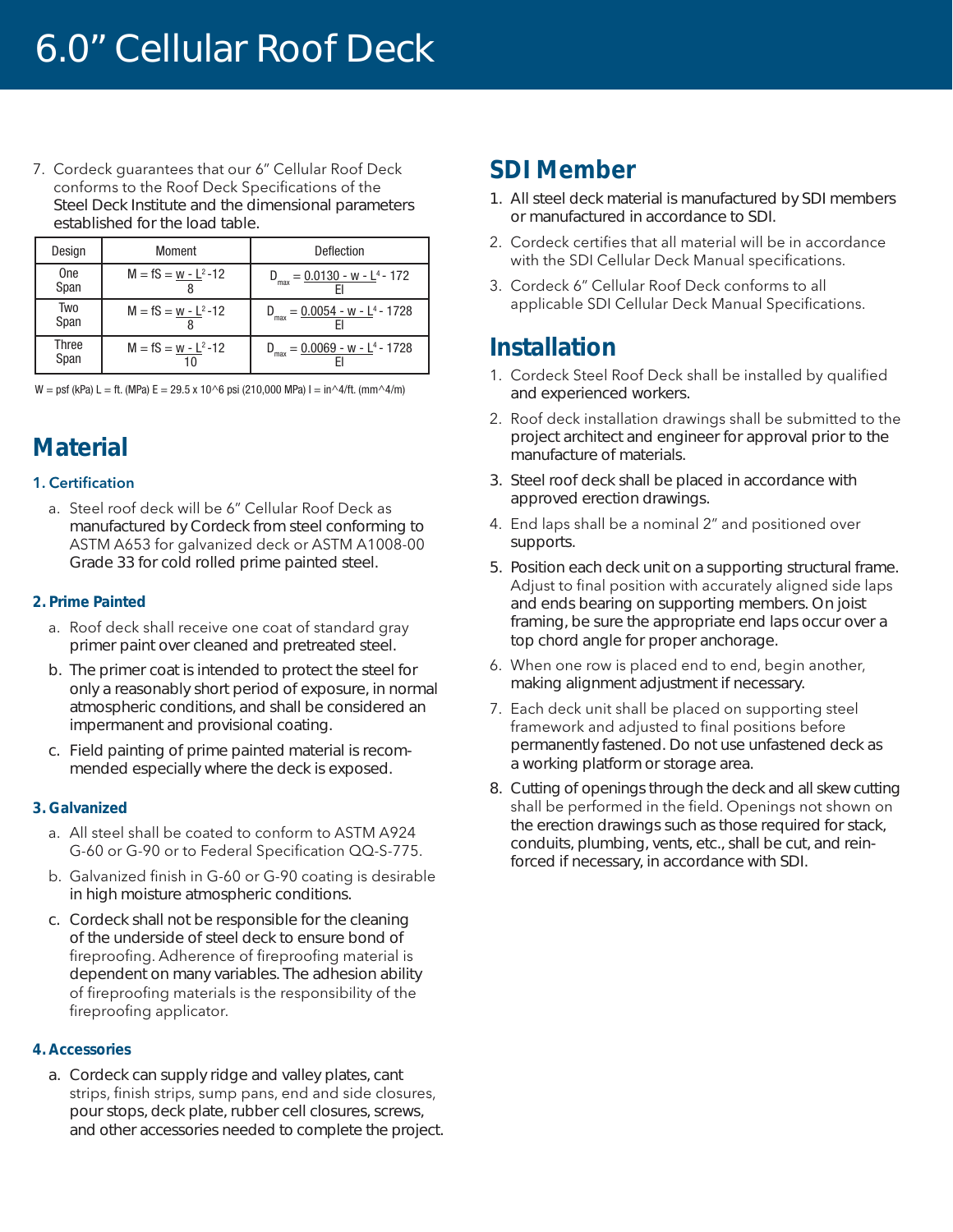#  6.0" Cellular Roof Deck

7. Cordeck guarantees that our 6" Cellular Roof Deck conforms to the Roof Deck Specifications of the Steel Deck Institute and the dimensional parameters established for the load table.

| Design | Moment | Deflection |
|---|---|---|
| One Span | $M = fS = \frac{w - L^2}{8} - 12$ | $D_{max} = \frac{0.0130 - w - L^4}{EI} - 172$ |
| Two Span | $M = fS = \frac{w - L^2}{8} - 12$ | $D_{max} = \frac{0.0054 - w - L^4}{EI} - 1728$ |
| Three Span | $M = fS = \frac{w - L^2}{10} - 12$ | $D_{max} = \frac{0.0069 - w - L^4}{EI} - 1728$ |

W = psf (kPa) L = ft. (MPa) E = 29.5 x 10^6 psi (210,000 MPa) I = in^4/ft. (mm^4/m)

## Material

### 1. Certification

a. Steel roof deck will be 6" Cellular Roof Deck as manufactured by Cordeck from steel conforming to ASTM A653 for galvanized deck or ASTM A1008-00 Grade 33 for cold rolled prime painted steel.

### 2. Prime Painted

a. Roof deck shall receive one coat of standard gray primer paint over cleaned and pretreated steel.

b. The primer coat is intended to protect the steel for only a reasonably short period of exposure, in normal atmospheric conditions, and shall be considered an impermanent and provisional coating.

c. Field painting of prime painted material is recommended especially where the deck is exposed.

### 3. Galvanized

a. All steel shall be coated to conform to ASTM A924 G-60 or G-90 or to Federal Specification QQ-S-775.

b. Galvanized finish in G-60 or G-90 coating is desirable in high moisture atmospheric conditions.

c. Cordeck shall not be responsible for the cleaning of the underside of steel deck to ensure bond of fireproofing. Adherence of fireproofing material is dependent on many variables. The adhesion ability of fireproofing materials is the responsibility of the fireproofing applicator.

### 4. Accessories

a. Cordeck can supply ridge and valley plates, cant strips, finish strips, sump pans, end and side closures, pour stops, deck plate, rubber cell closures, screws, and other accessories needed to complete the project.

## SDI Member

1. All steel deck material is manufactured by SDI members or manufactured in accordance to SDI.
2. Cordeck certifies that all material will be in accordance with the SDI Cellular Deck Manual specifications.
3. Cordeck 6" Cellular Roof Deck conforms to all applicable SDI Cellular Deck Manual Specifications.

## Installation

1. Cordeck Steel Roof Deck shall be installed by qualified and experienced workers.
2. Roof deck installation drawings shall be submitted to the project architect and engineer for approval prior to the manufacture of materials.
3. Steel roof deck shall be placed in accordance with approved erection drawings.
4. End laps shall be a nominal 2" and positioned over supports.
5. Position each deck unit on a supporting structural frame. Adjust to final position with accurately aligned side laps and ends bearing on supporting members. On joist framing, be sure the appropriate end laps occur over a top chord angle for proper anchorage.
6. When one row is placed end to end, begin another, making alignment adjustment if necessary.
7. Each deck unit shall be placed on supporting steel framework and adjusted to final positions before permanently fastened. Do not use unfastened deck as a working platform or storage area.
8. Cutting of openings through the deck and all skew cutting shall be performed in the field. Openings not shown on the erection drawings such as those required for stack, conduits, plumbing, vents, etc., shall be cut, and reinforced if necessary, in accordance with SDI.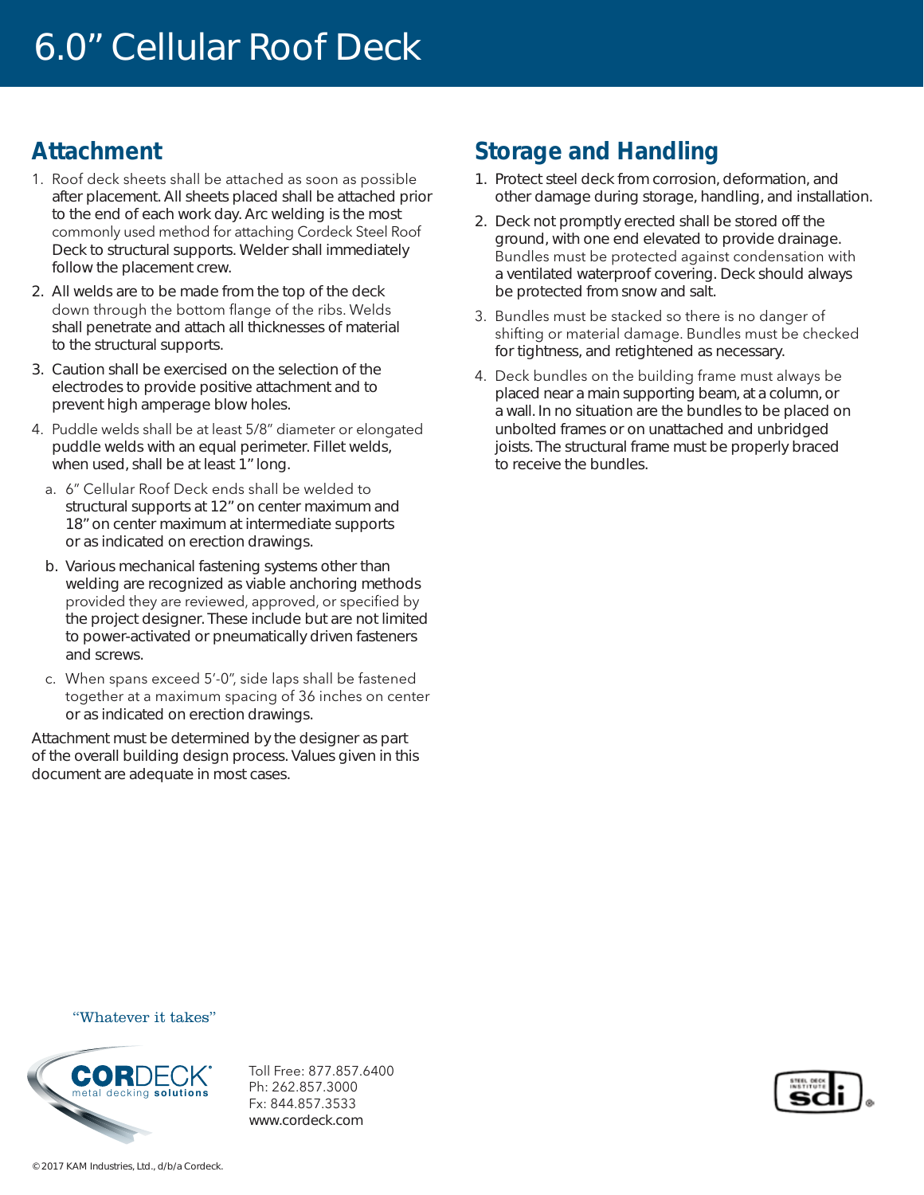# 6.0" Cellular Roof Deck

## Attachment

1. Roof deck sheets shall be attached as soon as possible after placement. All sheets placed shall be attached prior to the end of each work day. Arc welding is the most commonly used method for attaching Cordeck Steel Roof Deck to structural supports. Welder shall immediately follow the placement crew.
2. All welds are to be made from the top of the deck down through the bottom flange of the ribs. Welds shall penetrate and attach all thicknesses of material to the structural supports.
3. Caution shall be exercised on the selection of the electrodes to provide positive attachment and to prevent high amperage blow holes.
4. Puddle welds shall be at least 5/8" diameter or elongated puddle welds with an equal perimeter. Fillet welds, when used, shall be at least 1" long.
   a. 6" Cellular Roof Deck ends shall be welded to structural supports at 12" on center maximum and 18" on center maximum at intermediate supports or as indicated on erection drawings.
   b. Various mechanical fastening systems other than welding are recognized as viable anchoring methods provided they are reviewed, approved, or specified by the project designer. These include but are not limited to power-activated or pneumatically driven fasteners and screws.
   c. When spans exceed 5'-0", side laps shall be fastened together at a maximum spacing of 36 inches on center or as indicated on erection drawings.

Attachment must be determined by the designer as part of the overall building design process. Values given in this document are adequate in most cases.

## Storage and Handling

1. Protect steel deck from corrosion, deformation, and other damage during storage, handling, and installation.
2. Deck not promptly erected shall be stored off the ground, with one end elevated to provide drainage. Bundles must be protected against condensation with a ventilated waterproof covering. Deck should always be protected from snow and salt.
3. Bundles must be stacked so there is no danger of shifting or material damage. Bundles must be checked for tightness, and retightened as necessary.
4. Deck bundles on the building frame must always be placed near a main supporting beam, at a column, or a wall. In no situation are the bundles to be placed on unbolted frames or on unattached and unbridged joists. The structural frame must be properly braced to receive the bundles.

"Whatever it takes"

CORDECK metal decking solutions

Toll Free: 877.857.6400
Ph: 262.857.3000
Fx: 844.857.3533
www.cordeck.com

© 2017 KAM Industries, Ltd., d/b/a Cordeck.